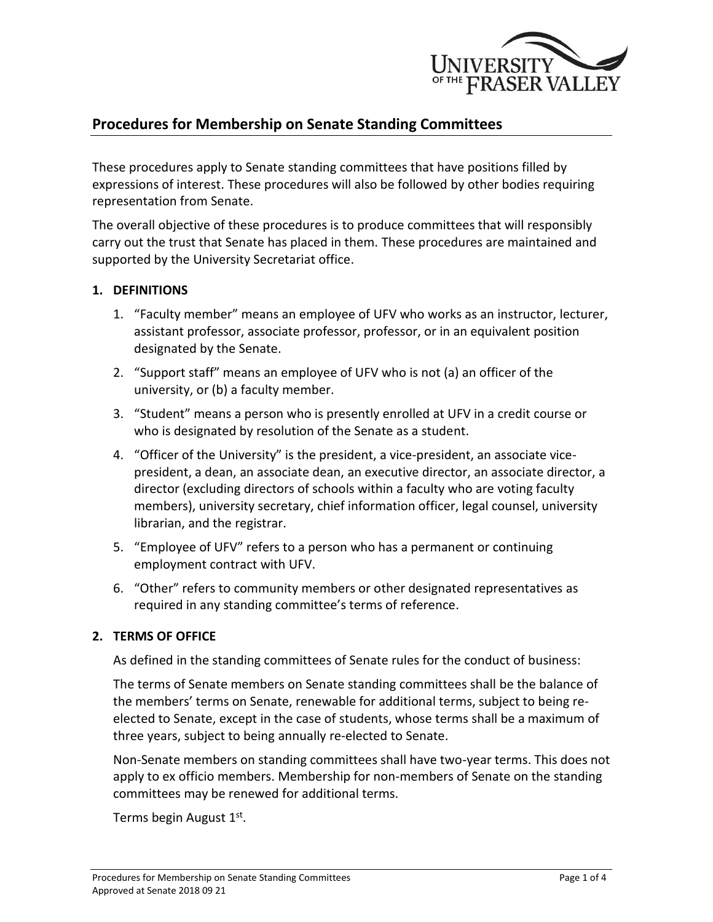## Procedures for Membership on Senate Standing Committees

These procedures apply to Senate standing committees that have positions filled by expressions of interest. These procedures will also be followed by other bodies requiring representation from Senate.

The overall objective of these procedures is to produce committees that will responsibly carry out the trust that Senate has placed in them. These procedures are maintained and supported by the University Secretariat office.

### 1. DEFINITIONS

1. "Faculty member" means an employee of UFV who works as an instructor, lecturer, assistant professor, associate professor, professor, or in an equivalent position designated by the Senate.
2. "Support staff" means an employee of UFV who is not (a) an officer of the university, or (b) a faculty member.
3. "Student" means a person who is presently enrolled at UFV in a credit course or who is designated by resolution of the Senate as a student.
4. "Officer of the University" is the president, a vice-president, an associate vice-president, a dean, an associate dean, an executive director, an associate director, a director (excluding directors of schools within a faculty who are voting faculty members), university secretary, chief information officer, legal counsel, university librarian, and the registrar.
5. "Employee of UFV" refers to a person who has a permanent or continuing employment contract with UFV.
6. "Other" refers to community members or other designated representatives as required in any standing committee's terms of reference.

### 2. TERMS OF OFFICE

As defined in the standing committees of Senate rules for the conduct of business:

The terms of Senate members on Senate standing committees shall be the balance of the members' terms on Senate, renewable for additional terms, subject to being re-elected to Senate, except in the case of students, whose terms shall be a maximum of three years, subject to being annually re-elected to Senate.

Non-Senate members on standing committees shall have two-year terms. This does not apply to ex officio members. Membership for non-members of Senate on the standing committees may be renewed for additional terms.

Terms begin August 1st.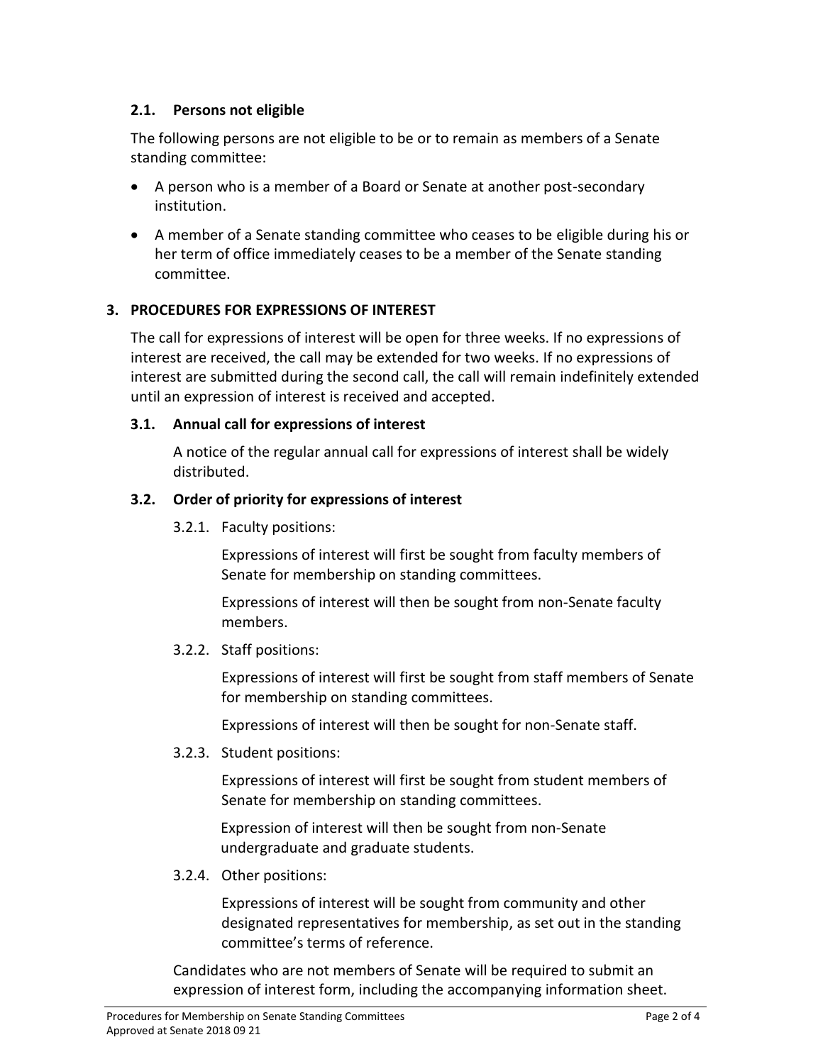### 2.1. Persons not eligible

The following persons are not eligible to be or to remain as members of a Senate standing committee:

- A person who is a member of a Board or Senate at another post-secondary institution.
- A member of a Senate standing committee who ceases to be eligible during his or her term of office immediately ceases to be a member of the Senate standing committee.

## 3. PROCEDURES FOR EXPRESSIONS OF INTEREST

The call for expressions of interest will be open for three weeks. If no expressions of interest are received, the call may be extended for two weeks. If no expressions of interest are submitted during the second call, the call will remain indefinitely extended until an expression of interest is received and accepted.

### 3.1. Annual call for expressions of interest

A notice of the regular annual call for expressions of interest shall be widely distributed.

### 3.2. Order of priority for expressions of interest

3.2.1. Faculty positions:

Expressions of interest will first be sought from faculty members of Senate for membership on standing committees.

Expressions of interest will then be sought from non-Senate faculty members.

3.2.2. Staff positions:

Expressions of interest will first be sought from staff members of Senate for membership on standing committees.

Expressions of interest will then be sought for non-Senate staff.

3.2.3. Student positions:

Expressions of interest will first be sought from student members of Senate for membership on standing committees.

Expression of interest will then be sought from non-Senate undergraduate and graduate students.

3.2.4. Other positions:

Expressions of interest will be sought from community and other designated representatives for membership, as set out in the standing committee's terms of reference.

Candidates who are not members of Senate will be required to submit an expression of interest form, including the accompanying information sheet.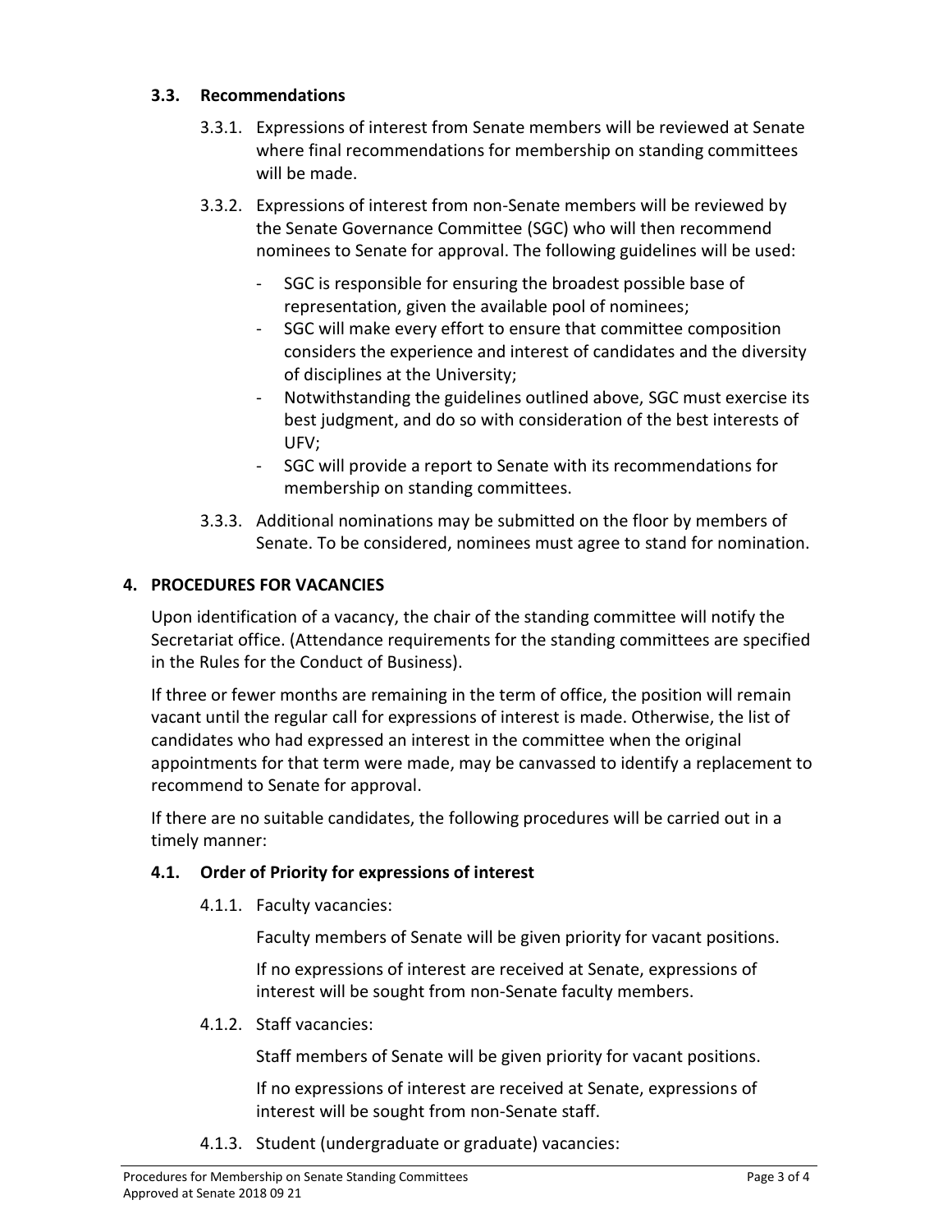### 3.3. Recommendations

3.3.1. Expressions of interest from Senate members will be reviewed at Senate where final recommendations for membership on standing committees will be made.

3.3.2. Expressions of interest from non-Senate members will be reviewed by the Senate Governance Committee (SGC) who will then recommend nominees to Senate for approval. The following guidelines will be used:

- SGC is responsible for ensuring the broadest possible base of representation, given the available pool of nominees;
- SGC will make every effort to ensure that committee composition considers the experience and interest of candidates and the diversity of disciplines at the University;
- Notwithstanding the guidelines outlined above, SGC must exercise its best judgment, and do so with consideration of the best interests of UFV;
- SGC will provide a report to Senate with its recommendations for membership on standing committees.

3.3.3. Additional nominations may be submitted on the floor by members of Senate. To be considered, nominees must agree to stand for nomination.

## 4. PROCEDURES FOR VACANCIES

Upon identification of a vacancy, the chair of the standing committee will notify the Secretariat office. (Attendance requirements for the standing committees are specified in the Rules for the Conduct of Business).

If three or fewer months are remaining in the term of office, the position will remain vacant until the regular call for expressions of interest is made. Otherwise, the list of candidates who had expressed an interest in the committee when the original appointments for that term were made, may be canvassed to identify a replacement to recommend to Senate for approval.

If there are no suitable candidates, the following procedures will be carried out in a timely manner:

### 4.1. Order of Priority for expressions of interest

4.1.1. Faculty vacancies:

Faculty members of Senate will be given priority for vacant positions.

If no expressions of interest are received at Senate, expressions of interest will be sought from non-Senate faculty members.

4.1.2. Staff vacancies:

Staff members of Senate will be given priority for vacant positions.

If no expressions of interest are received at Senate, expressions of interest will be sought from non-Senate staff.

4.1.3. Student (undergraduate or graduate) vacancies: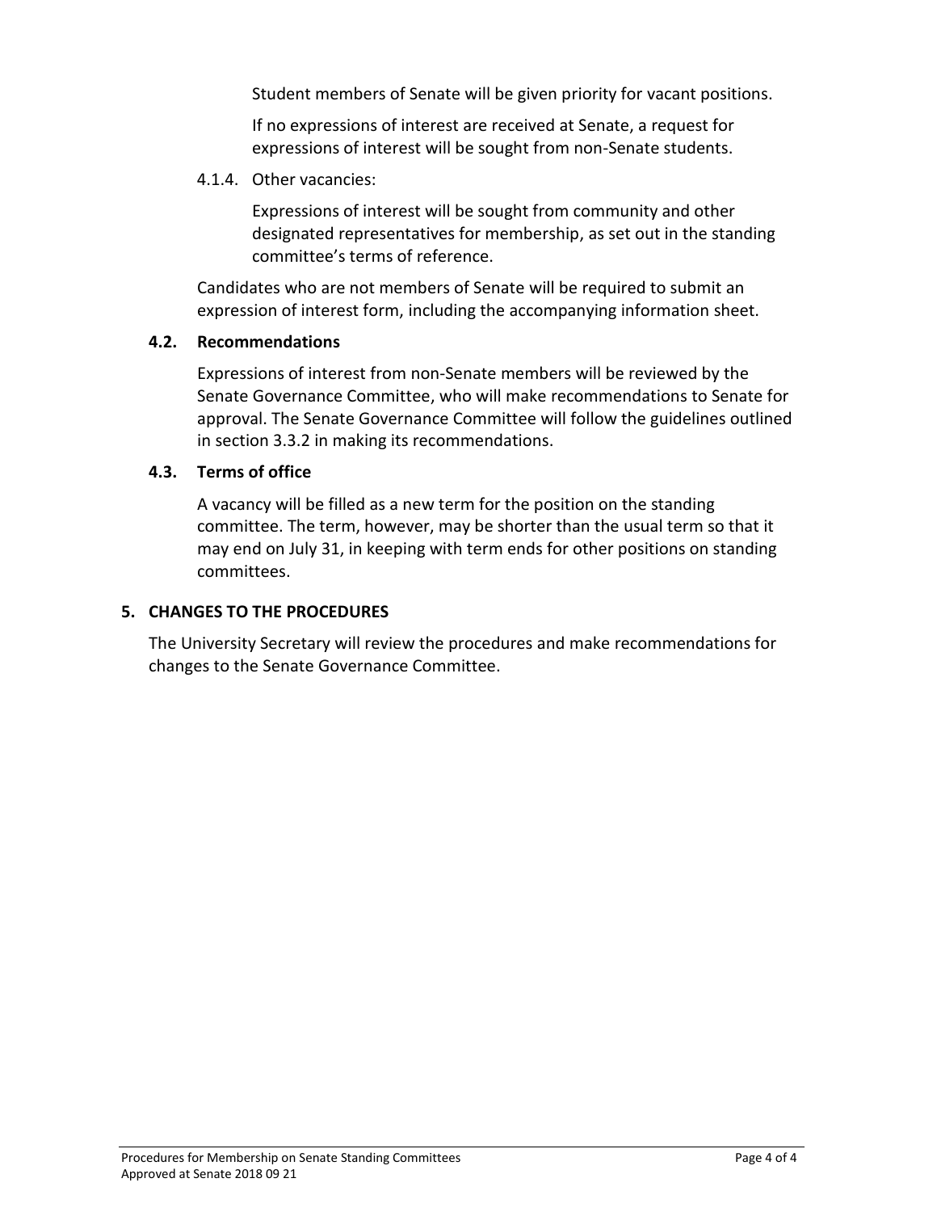Student members of Senate will be given priority for vacant positions.

If no expressions of interest are received at Senate, a request for expressions of interest will be sought from non-Senate students.

4.1.4. Other vacancies:

Expressions of interest will be sought from community and other designated representatives for membership, as set out in the standing committee's terms of reference.

Candidates who are not members of Senate will be required to submit an expression of interest form, including the accompanying information sheet.

### 4.2. Recommendations

Expressions of interest from non-Senate members will be reviewed by the Senate Governance Committee, who will make recommendations to Senate for approval. The Senate Governance Committee will follow the guidelines outlined in section 3.3.2 in making its recommendations.

### 4.3. Terms of office

A vacancy will be filled as a new term for the position on the standing committee. The term, however, may be shorter than the usual term so that it may end on July 31, in keeping with term ends for other positions on standing committees.

## 5. CHANGES TO THE PROCEDURES

The University Secretary will review the procedures and make recommendations for changes to the Senate Governance Committee.